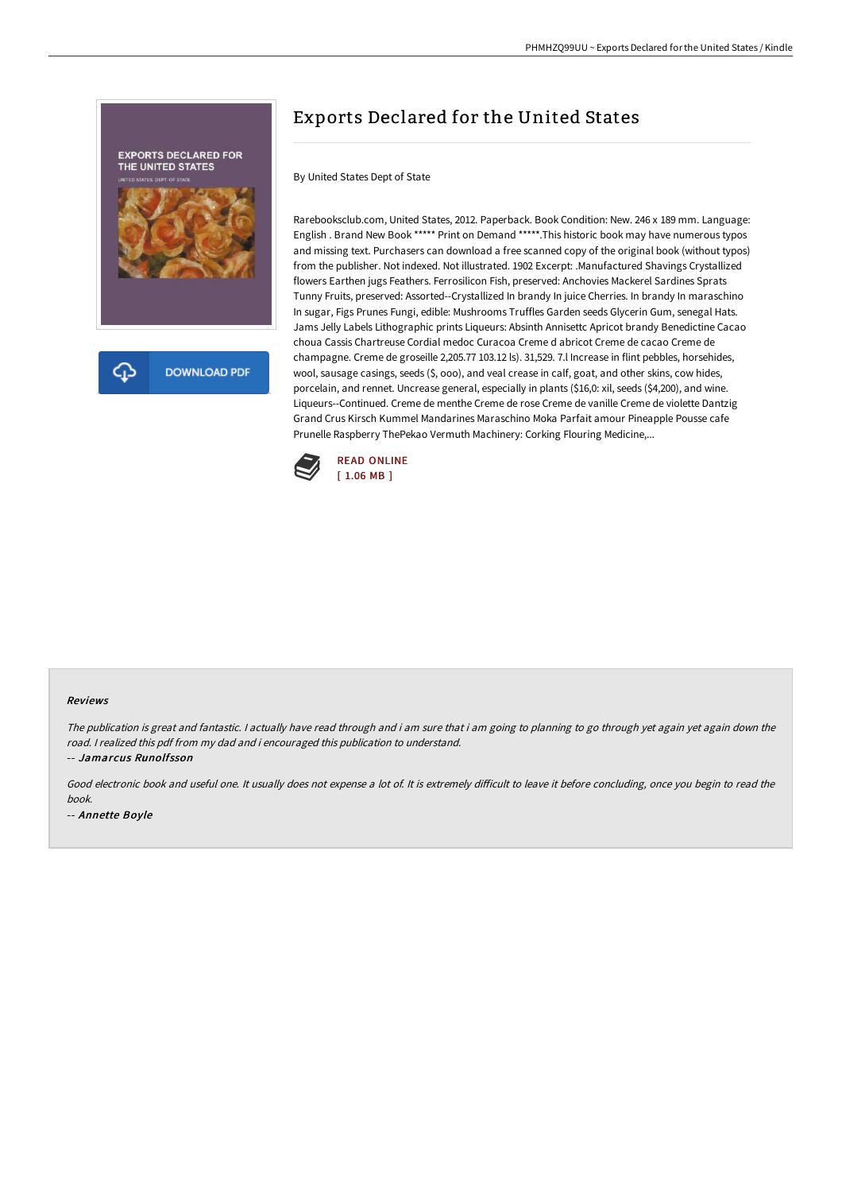# Exports Declared for the United States

By United States Dept of State

Rarebooksclub.com, United States, 2012. Paperback. Book Condition: New. 246 x 189 mm. Language: English . Brand New Book ***** Print on Demand *****.This historic book may have numerous typos and missing text. Purchasers can download a free scanned copy of the original book (without typos) from the publisher. Not indexed. Not illustrated. 1902 Excerpt: .Manufactured Shavings Crystallized flowers Earthen jugs Feathers. Ferrosilicon Fish, preserved: Anchovies Mackerel Sardines Sprats Tunny Fruits, preserved: Assorted--Crystallized In brandy In juice Cherries. In brandy In maraschino In sugar, Figs Prunes Fungi, edible: Mushrooms Truffles Garden seeds Glycerin Gum, senegal Hats. Jams Jelly Labels Lithographic prints Liqueurs: Absinth Annisettc Apricot brandy Benedictine Cacao choua Cassis Chartreuse Cordial medoc Curacoa Creme d abricot Creme de cacao Creme de champagne. Creme de groseille 2,205.77 103.12 ls). 31,529. 7.l Increase in flint pebbles, horsehides, wool, sausage casings, seeds ($, ooo), and veal crease in calf, goat, and other skins, cow hides, porcelain, and rennet. Uncrease general, especially in plants ($16,0: xil, seeds ($4,200), and wine. Liqueurs--Continued. Creme de menthe Creme de rose Creme de vanille Creme de violette Dantzig Grand Crus Kirsch Kummel Mandarines Maraschino Moka Parfait amour Pineapple Pousse cafe Prunelle Raspberry ThePekao Vermuth Machinery: Corking Flouring Medicine,...

READ ONLINE
[ 1.06 MB ]

### Reviews

*The publication is great and fantastic. I actually have read through and i am sure that i am going to planning to go through yet again yet again down the road. I realized this pdf from my dad and i encouraged this publication to understand.*

-- *Jamarcus Runolfsson*

*Good electronic book and useful one. It usually does not expense a lot of. It is extremely difficult to leave it before concluding, once you begin to read the book.*

-- *Annette Boyle*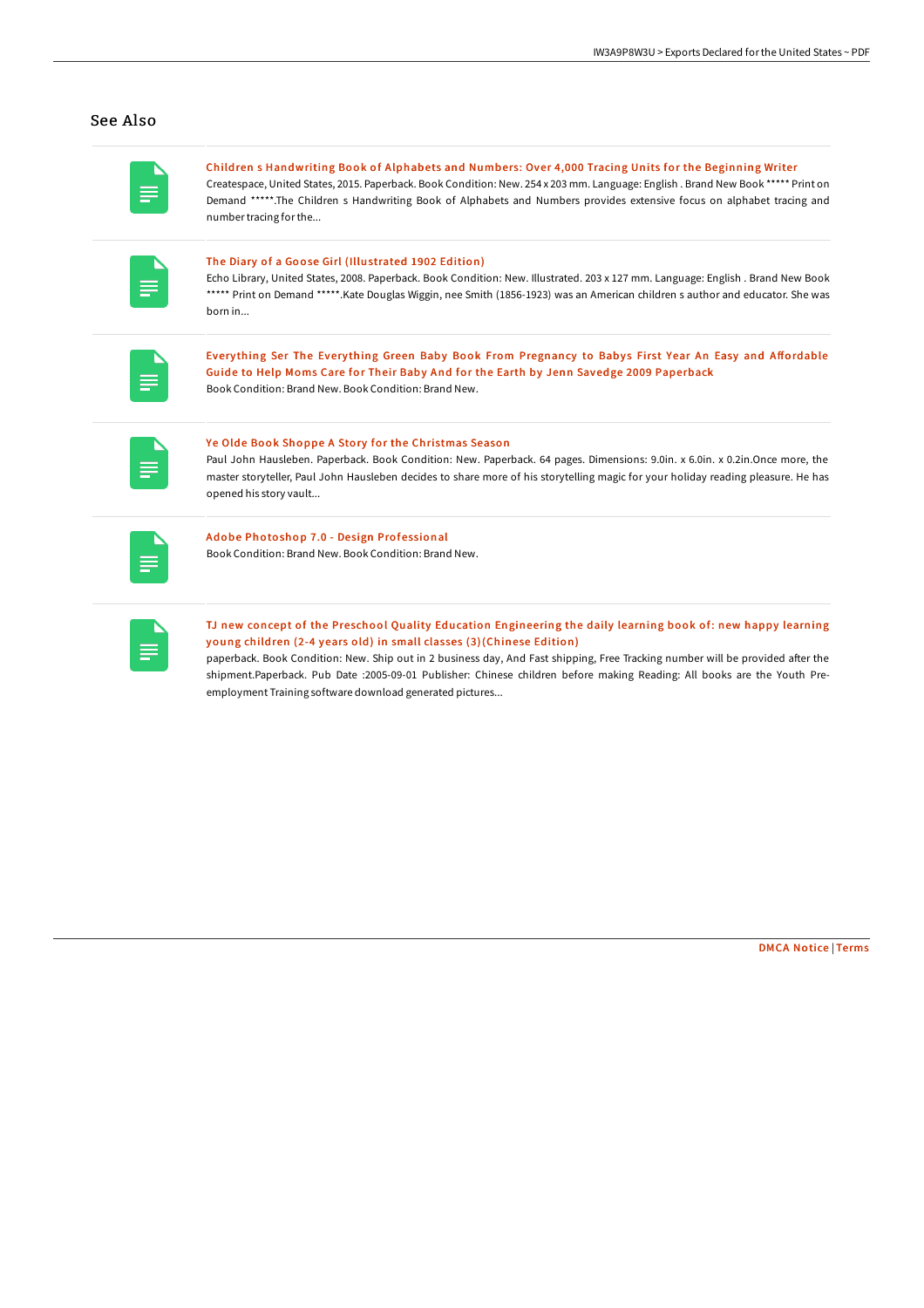## See Also

**Children s Handwriting Book of Alphabets and Numbers: Over 4,000 Tracing Units for the Beginning Writer**

Createspace, United States, 2015. Paperback. Book Condition: New. 254 x 203 mm. Language: English . Brand New Book ***** Print on Demand *****.The Children s Handwriting Book of Alphabets and Numbers provides extensive focus on alphabet tracing and number tracing for the...

**The Diary of a Goose Girl (Illustrated 1902 Edition)**

Echo Library, United States, 2008. Paperback. Book Condition: New. Illustrated. 203 x 127 mm. Language: English . Brand New Book ***** Print on Demand *****.Kate Douglas Wiggin, nee Smith (1856-1923) was an American children s author and educator. She was born in...

**Everything Ser The Everything Green Baby Book From Pregnancy to Babys First Year An Easy and Affordable Guide to Help Moms Care for Their Baby And for the Earth by Jenn Savedge 2009 Paperback**

Book Condition: Brand New. Book Condition: Brand New.

**Ye Olde Book Shoppe A Story for the Christmas Season**

Paul John Hausleben. Paperback. Book Condition: New. Paperback. 64 pages. Dimensions: 9.0in. x 6.0in. x 0.2in.Once more, the master storyteller, Paul John Hausleben decides to share more of his storytelling magic for your holiday reading pleasure. He has opened his story vault...

**Adobe Photoshop 7.0 - Design Professional**

Book Condition: Brand New. Book Condition: Brand New.

**TJ new concept of the Preschool Quality Education Engineering the daily learning book of: new happy learning young children (2-4 years old) in small classes (3)(Chinese Edition)**

paperback. Book Condition: New. Ship out in 2 business day, And Fast shipping, Free Tracking number will be provided after the shipment.Paperback. Pub Date :2005-09-01 Publisher: Chinese children before making Reading: All books are the Youth Pre-employment Training software download generated pictures...

DMCA Notice | Terms